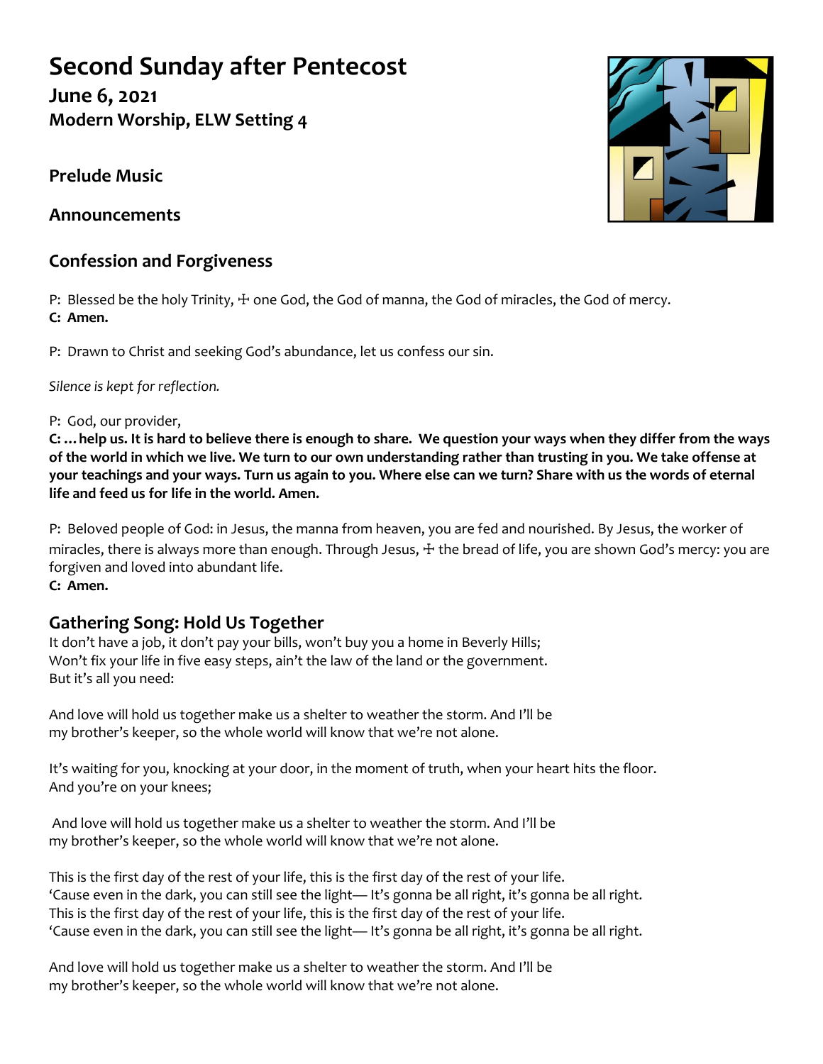# Second Sunday after Pentecost

### June 6, 2021

### Modern Worship, ELW Setting 4

### Prelude Music

### Announcements

## Confession and Forgiveness

P: Blessed be the holy Trinity, ☩ one God, the God of manna, the God of miracles, the God of mercy.
**C: Amen.**

P: Drawn to Christ and seeking God's abundance, let us confess our sin.

*Silence is kept for reflection.*

P: God, our provider,
**C: … help us. It is hard to believe there is enough to share. We question your ways when they differ from the ways of the world in which we live. We turn to our own understanding rather than trusting in you. We take offense at your teachings and your ways. Turn us again to you. Where else can we turn? Share with us the words of eternal life and feed us for life in the world. Amen.**

P: Beloved people of God: in Jesus, the manna from heaven, you are fed and nourished. By Jesus, the worker of miracles, there is always more than enough. Through Jesus, ☩ the bread of life, you are shown God's mercy: you are forgiven and loved into abundant life.
**C: Amen.**

## Gathering Song: Hold Us Together

It don't have a job, it don't pay your bills, won't buy you a home in Beverly Hills;
Won't fix your life in five easy steps, ain't the law of the land or the government.
But it's all you need:

And love will hold us together make us a shelter to weather the storm. And I'll be
my brother's keeper, so the whole world will know that we're not alone.

It's waiting for you, knocking at your door, in the moment of truth, when your heart hits the floor.
And you're on your knees;

And love will hold us together make us a shelter to weather the storm. And I'll be
my brother's keeper, so the whole world will know that we're not alone.

This is the first day of the rest of your life, this is the first day of the rest of your life.
'Cause even in the dark, you can still see the light— It's gonna be all right, it's gonna be all right.
This is the first day of the rest of your life, this is the first day of the rest of your life.
'Cause even in the dark, you can still see the light— It's gonna be all right, it's gonna be all right.

And love will hold us together make us a shelter to weather the storm. And I'll be
my brother's keeper, so the whole world will know that we're not alone.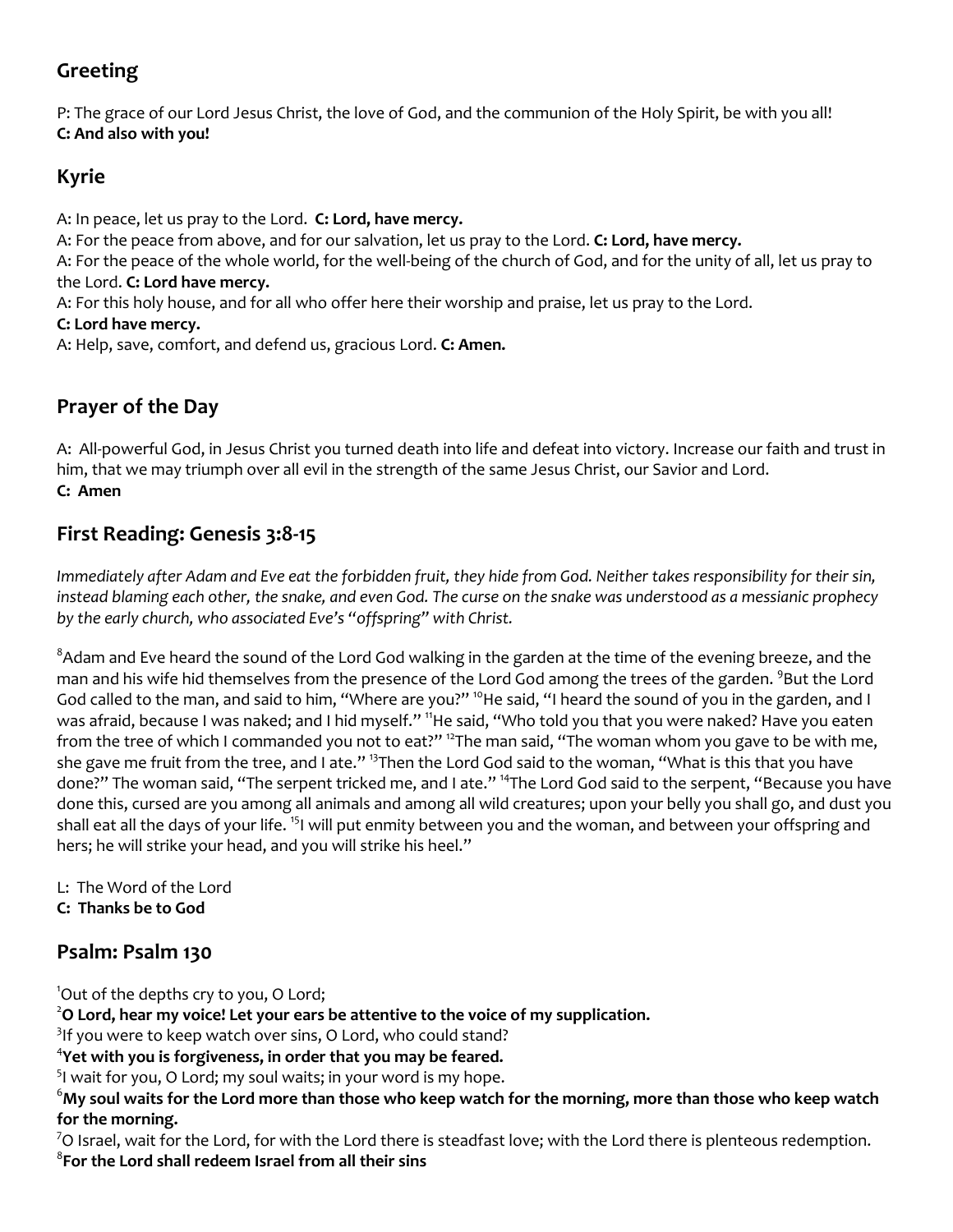## Greeting

P: The grace of our Lord Jesus Christ, the love of God, and the communion of the Holy Spirit, be with you all!
**C: And also with you!**

## Kyrie

A: In peace, let us pray to the Lord. **C: Lord, have mercy.**
A: For the peace from above, and for our salvation, let us pray to the Lord. **C: Lord, have mercy.**
A: For the peace of the whole world, for the well-being of the church of God, and for the unity of all, let us pray to the Lord. **C: Lord have mercy.**
A: For this holy house, and for all who offer here their worship and praise, let us pray to the Lord.
**C: Lord have mercy.**
A: Help, save, comfort, and defend us, gracious Lord. **C: Amen.**

## Prayer of the Day

A: All-powerful God, in Jesus Christ you turned death into life and defeat into victory. Increase our faith and trust in him, that we may triumph over all evil in the strength of the same Jesus Christ, our Savior and Lord.
**C: Amen**

## First Reading: Genesis 3:8-15

*Immediately after Adam and Eve eat the forbidden fruit, they hide from God. Neither takes responsibility for their sin, instead blaming each other, the snake, and even God. The curse on the snake was understood as a messianic prophecy by the early church, who associated Eve's "offspring" with Christ.*

[8]Adam and Eve heard the sound of the Lord God walking in the garden at the time of the evening breeze, and the man and his wife hid themselves from the presence of the Lord God among the trees of the garden. [9]But the Lord God called to the man, and said to him, "Where are you?" [10]He said, "I heard the sound of you in the garden, and I was afraid, because I was naked; and I hid myself." [11]He said, "Who told you that you were naked? Have you eaten from the tree of which I commanded you not to eat?" [12]The man said, "The woman whom you gave to be with me, she gave me fruit from the tree, and I ate." [13]Then the Lord God said to the woman, "What is this that you have done?" The woman said, "The serpent tricked me, and I ate." [14]The Lord God said to the serpent, "Because you have done this, cursed are you among all animals and among all wild creatures; upon your belly you shall go, and dust you shall eat all the days of your life. [15]I will put enmity between you and the woman, and between your offspring and hers; he will strike your head, and you will strike his heel."

L: The Word of the Lord
**C: Thanks be to God**

## Psalm: Psalm 130

[1]Out of the depths cry to you, O Lord;
[2]**O Lord, hear my voice! Let your ears be attentive to the voice of my supplication.**
[3]If you were to keep watch over sins, O Lord, who could stand?
[4]**Yet with you is forgiveness, in order that you may be feared.**
[5]I wait for you, O Lord; my soul waits; in your word is my hope.
[6]**My soul waits for the Lord more than those who keep watch for the morning, more than those who keep watch for the morning.**
[7]O Israel, wait for the Lord, for with the Lord there is steadfast love; with the Lord there is plenteous redemption.
[8]**For the Lord shall redeem Israel from all their sins**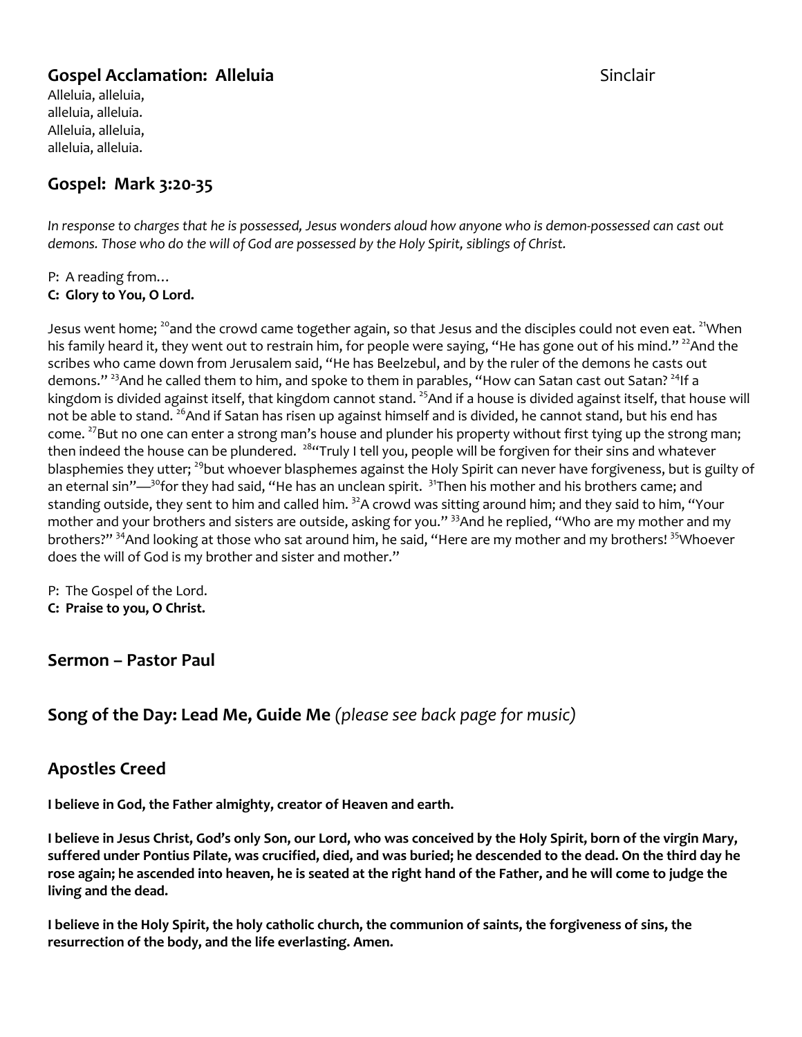## Gospel Acclamation: Alleluia Sinclair

Alleluia, alleluia,
alleluia, alleluia.
Alleluia, alleluia,
alleluia, alleluia.

## Gospel: Mark 3:20-35

*In response to charges that he is possessed, Jesus wonders aloud how anyone who is demon-possessed can cast out demons. Those who do the will of God are possessed by the Holy Spirit, siblings of Christ.*

P: A reading from…
**C: Glory to You, O Lord.**

Jesus went home; [20]and the crowd came together again, so that Jesus and the disciples could not even eat. [21]When his family heard it, they went out to restrain him, for people were saying, "He has gone out of his mind." [22]And the scribes who came down from Jerusalem said, "He has Beelzebul, and by the ruler of the demons he casts out demons." [23]And he called them to him, and spoke to them in parables, "How can Satan cast out Satan? [24]If a kingdom is divided against itself, that kingdom cannot stand. [25]And if a house is divided against itself, that house will not be able to stand. [26]And if Satan has risen up against himself and is divided, he cannot stand, but his end has come. [27]But no one can enter a strong man's house and plunder his property without first tying up the strong man; then indeed the house can be plundered. [28]"Truly I tell you, people will be forgiven for their sins and whatever blasphemies they utter; [29]but whoever blasphemes against the Holy Spirit can never have forgiveness, but is guilty of an eternal sin"—[30]for they had said, "He has an unclean spirit. [31]Then his mother and his brothers came; and standing outside, they sent to him and called him. [32]A crowd was sitting around him; and they said to him, "Your mother and your brothers and sisters are outside, asking for you." [33]And he replied, "Who are my mother and my brothers?" [34]And looking at those who sat around him, he said, "Here are my mother and my brothers! [35]Whoever does the will of God is my brother and sister and mother."

P: The Gospel of the Lord.
**C: Praise to you, O Christ.**

## Sermon – Pastor Paul

## Song of the Day: Lead Me, Guide Me *(please see back page for music)*

## Apostles Creed

**I believe in God, the Father almighty, creator of Heaven and earth.**

**I believe in Jesus Christ, God's only Son, our Lord, who was conceived by the Holy Spirit, born of the virgin Mary, suffered under Pontius Pilate, was crucified, died, and was buried; he descended to the dead. On the third day he rose again; he ascended into heaven, he is seated at the right hand of the Father, and he will come to judge the living and the dead.**

**I believe in the Holy Spirit, the holy catholic church, the communion of saints, the forgiveness of sins, the resurrection of the body, and the life everlasting. Amen.**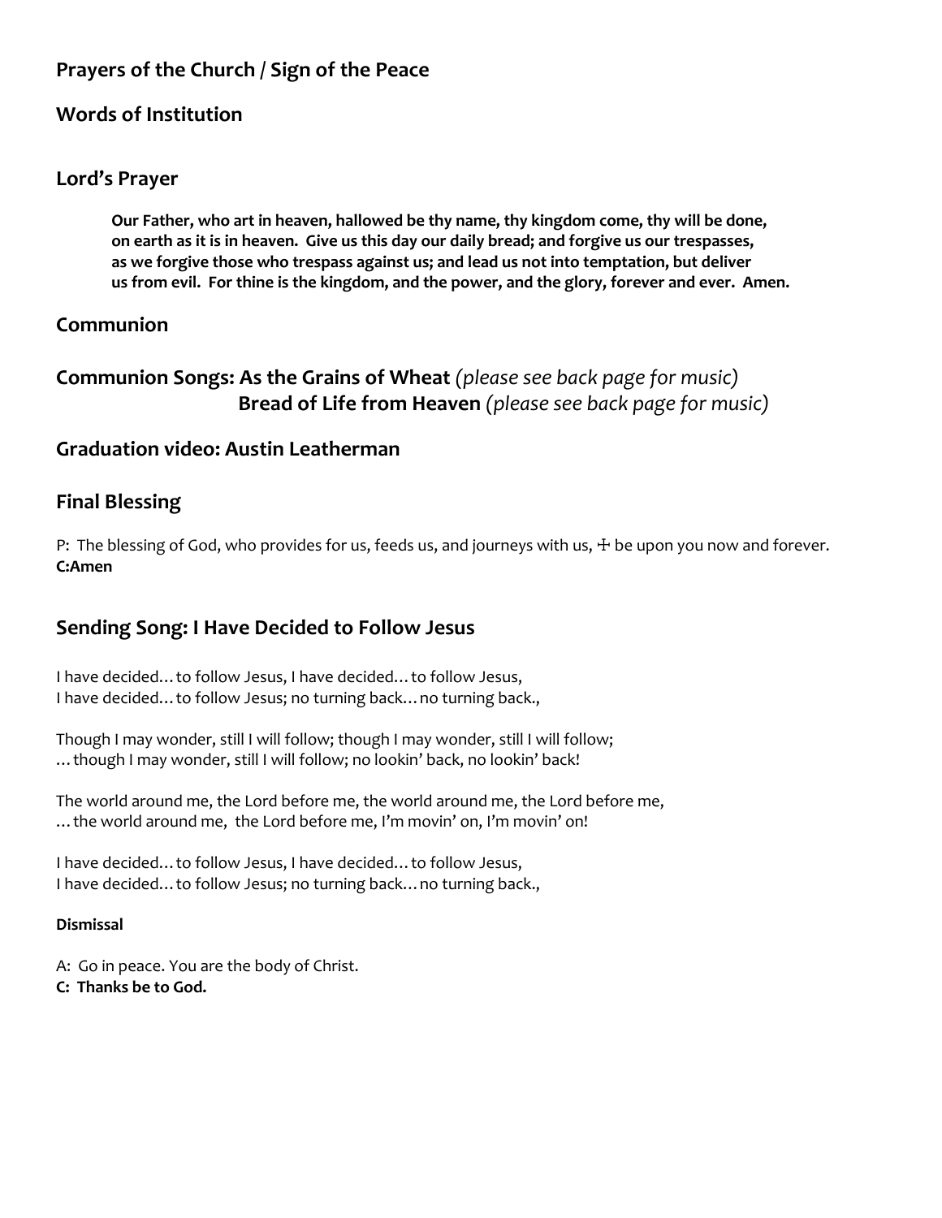## Prayers of the Church / Sign of the Peace

## Words of Institution

## Lord's Prayer

> **Our Father, who art in heaven, hallowed be thy name, thy kingdom come, thy will be done, on earth as it is in heaven. Give us this day our daily bread; and forgive us our trespasses, as we forgive those who trespass against us; and lead us not into temptation, but deliver us from evil. For thine is the kingdom, and the power, and the glory, forever and ever. Amen.**

## Communion

## Communion Songs: As the Grains of Wheat *(please see back page for music)*
## Bread of Life from Heaven *(please see back page for music)*

## Graduation video: Austin Leatherman

## Final Blessing

P: The blessing of God, who provides for us, feeds us, and journeys with us, ☩ be upon you now and forever.
**C:Amen**

## Sending Song: I Have Decided to Follow Jesus

I have decided…to follow Jesus, I have decided…to follow Jesus,
I have decided…to follow Jesus; no turning back…no turning back.,

Though I may wonder, still I will follow; though I may wonder, still I will follow;
…though I may wonder, still I will follow; no lookin' back, no lookin' back!

The world around me, the Lord before me, the world around me, the Lord before me,
…the world around me, the Lord before me, I'm movin' on, I'm movin' on!

I have decided…to follow Jesus, I have decided…to follow Jesus,
I have decided…to follow Jesus; no turning back…no turning back.,

**Dismissal**

A: Go in peace. You are the body of Christ.
**C: Thanks be to God.**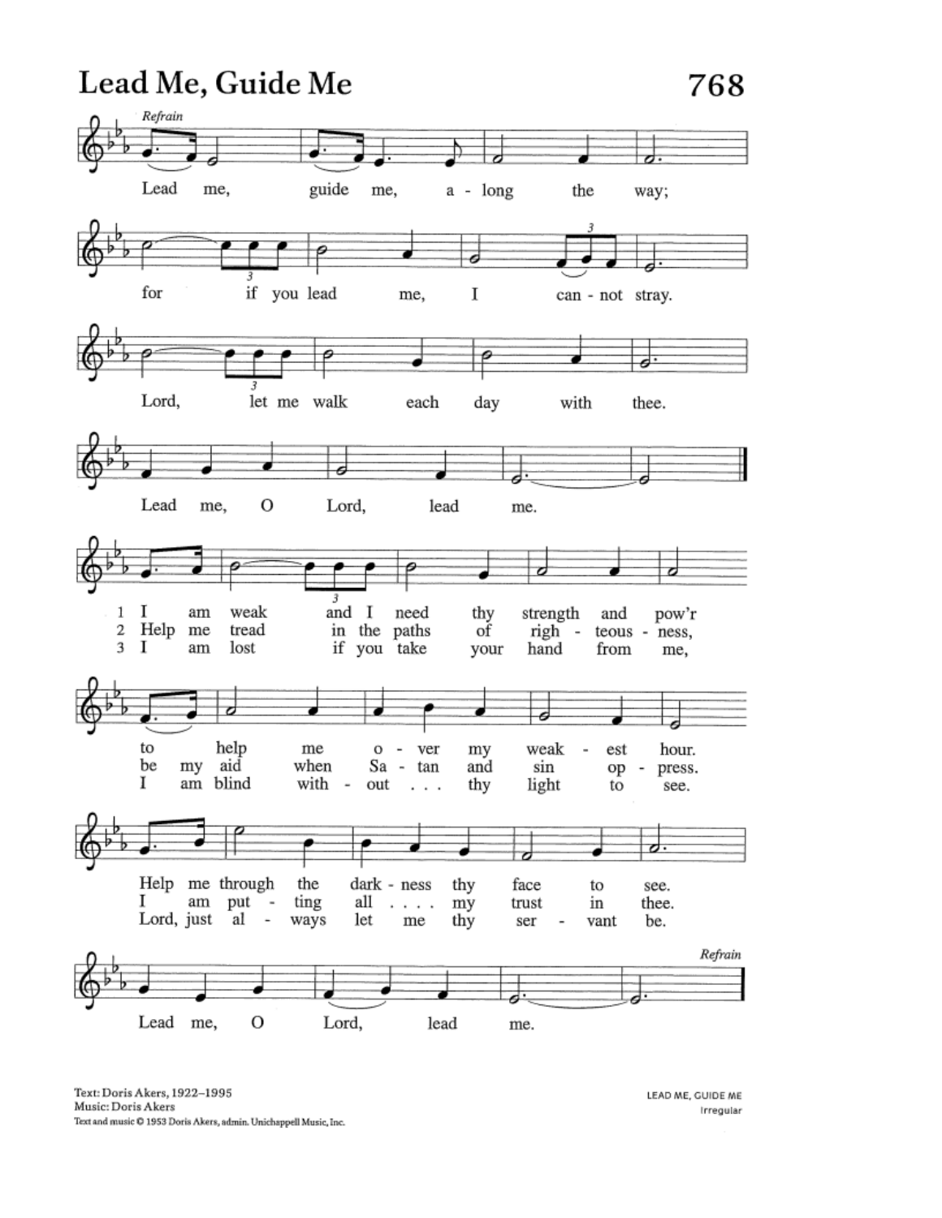# Lead Me, Guide Me

768

*Refrain*

Lead me, guide me, along the way;
for if you lead me, I cannot stray.
Lord, let me walk each day with thee.
Lead me, O Lord, lead me.

1 I am weak and I need thy strength and pow'r
to help me over my weakest hour.
Help me through the darkness thy face to see.
Lead me, O Lord, lead me.

2 Help me tread in the paths of righteousness,
be my aid when Satan and sin oppress.
I am putting all my trust in thee.
Lead me, O Lord, lead me.

3 I am lost if you take your hand from me,
I am blind without thy light to see.
Lord, just always let me thy servant be.
Lead me, O Lord, lead me.

*Refrain*

Text: Doris Akers, 1922–1995
Music: Doris Akers
Text and music © 1953 Doris Akers, admin. Unichappell Music, Inc.

LEAD ME, GUIDE ME
Irregular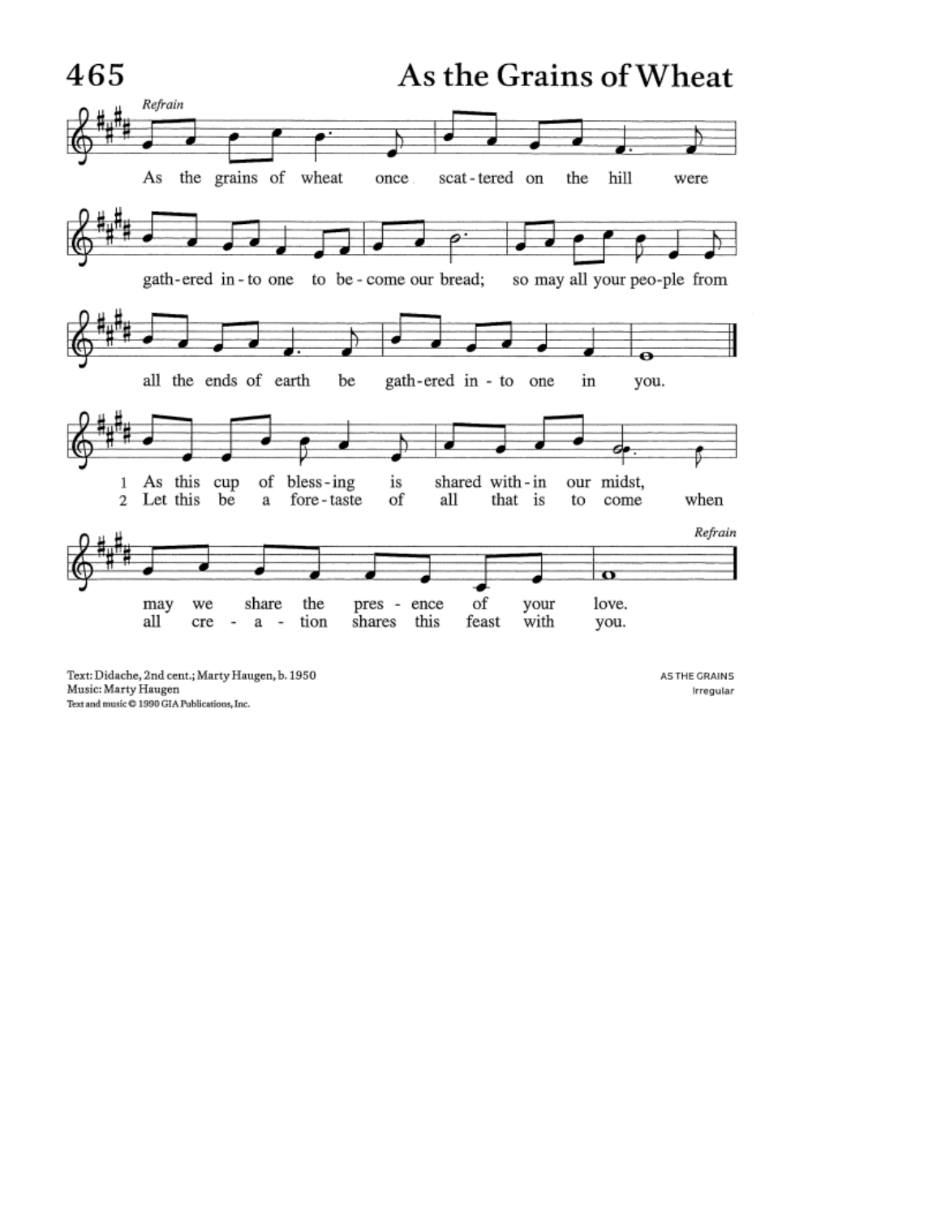# 465 As the Grains of Wheat

*Refrain*

As the grains of wheat once scattered on the hill were gathered into one to become our bread; so may all your people from all the ends of earth be gathered into one in you.

1 As this cup of blessing is shared within our midst, may we share the presence of your love. *Refrain*

2 Let this be a foretaste of all that is to come when all creation shares this feast with you. *Refrain*

Text: Didache, 2nd cent.; Marty Haugen, b. 1950
Music: Marty Haugen
Text and music © 1990 GIA Publications, Inc.

AS THE GRAINS
Irregular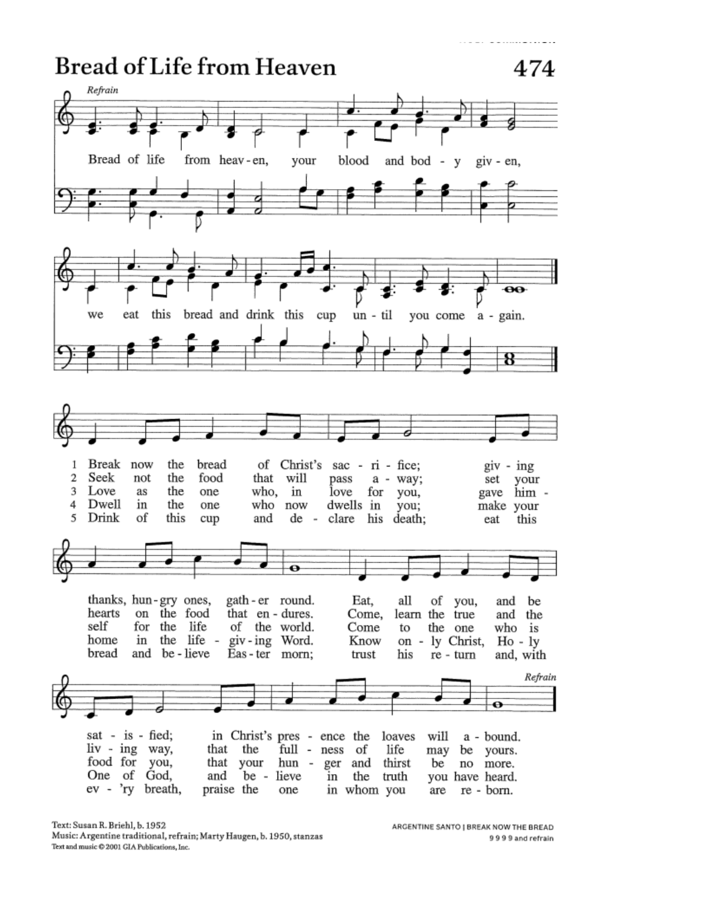# Bread of Life from Heaven

474

*Refrain*

Bread of life from heav-en, your blood and bod-y giv-en,
we eat this bread and drink this cup un-til you come a-gain.

1. Break now the bread of Christ's sac-ri-fice; giv-ing thanks, hun-gry ones, gath-er round. Eat, all of you, and be sat-is-fied; in Christ's pres-ence the loaves will a-bound. *Refrain*
2. Seek not the food that will pass a-way; set your hearts on the food that en-dures. Come, learn the true and the liv-ing way, that the full-ness of life may be yours.
3. Love as the one who, in love for you, gave him-self for the life of the world. Come to the one who is food for you, that your hun-ger and thirst be no more.
4. Dwell in the one who now dwells in you; make your home in the life-giv-ing Word. Know on-ly Christ, Ho-ly One of God, and be-lieve in the truth you have heard.
5. Drink of this cup and de-clare his death; eat this bread and be-lieve Eas-ter morn; trust his re-turn and, with ev-'ry breath, praise the one in whom you are re-born.

Text: Susan R. Briehl, b. 1952
Music: Argentine traditional, refrain; Marty Haugen, b. 1950, stanzas
Text and music © 2001 GIA Publications, Inc.

ARGENTINE SANTO | BREAK NOW THE BREAD
9 9 9 9 and refrain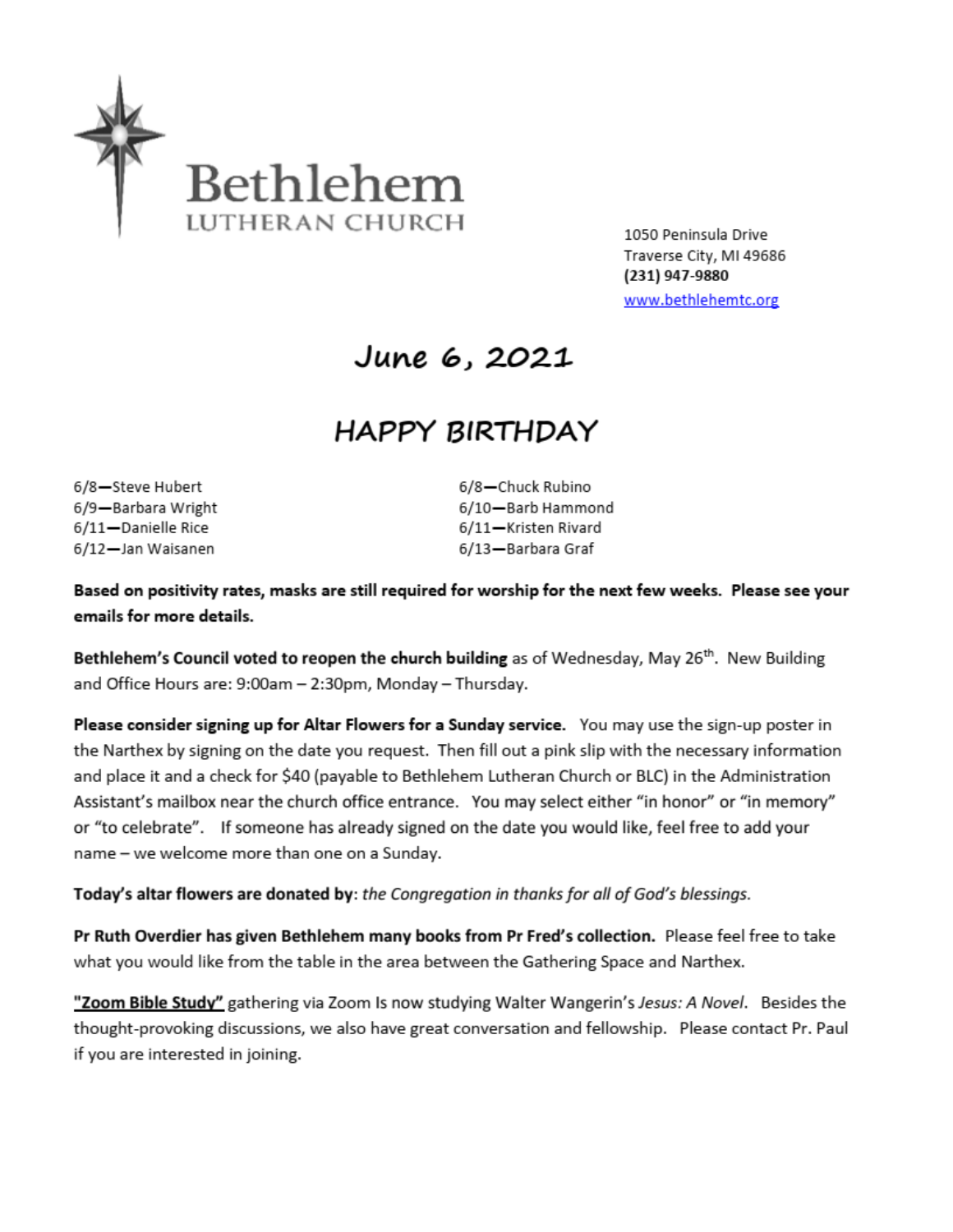# Bethlehem

LUTHERAN CHURCH

1050 Peninsula Drive
Traverse City, MI 49686
**(231) 947-9880**
www.bethlehemtc.org

## June 6, 2021

## HAPPY BIRTHDAY

6/8—Steve Hubert
6/9—Barbara Wright
6/11—Danielle Rice
6/12—Jan Waisanen
6/8—Chuck Rubino
6/10—Barb Hammond
6/11—Kristen Rivard
6/13—Barbara Graf

**Based on positivity rates, masks are still required for worship for the next few weeks. Please see your emails for more details.**

**Bethlehem's Council voted to reopen the church building** as of Wednesday, May 26th. New Building and Office Hours are: 9:00am – 2:30pm, Monday – Thursday.

**Please consider signing up for Altar Flowers for a Sunday service.** You may use the sign-up poster in the Narthex by signing on the date you request. Then fill out a pink slip with the necessary information and place it and a check for $40 (payable to Bethlehem Lutheran Church or BLC) in the Administration Assistant's mailbox near the church office entrance. You may select either "in honor" or "in memory" or "to celebrate". If someone has already signed on the date you would like, feel free to add your name – we welcome more than one on a Sunday.

**Today's altar flowers are donated by**: *the Congregation in thanks for all of God's blessings.*

**Pr Ruth Overdier has given Bethlehem many books from Pr Fred's collection.** Please feel free to take what you would like from the table in the area between the Gathering Space and Narthex.

**"Zoom Bible Study"** gathering via Zoom Is now studying Walter Wangerin's *Jesus: A Novel*. Besides the thought-provoking discussions, we also have great conversation and fellowship. Please contact Pr. Paul if you are interested in joining.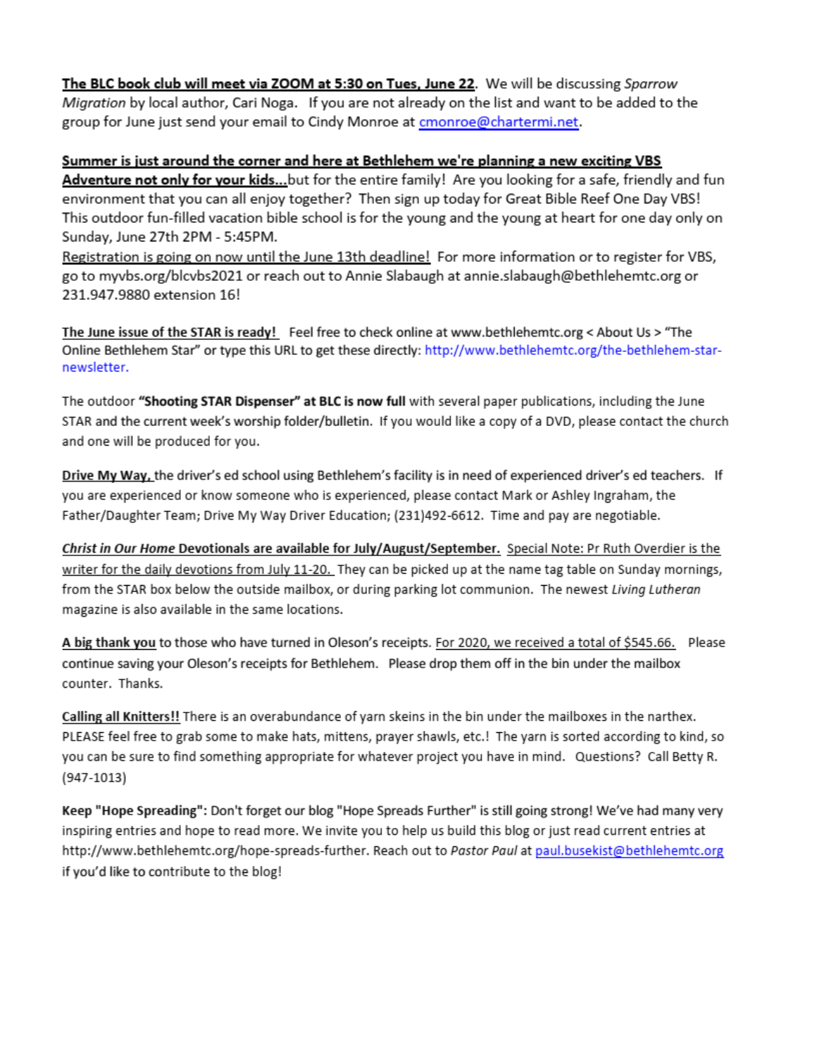**The BLC book club will meet via ZOOM at 5:30 on Tues, June 22**. We will be discussing *Sparrow Migration* by local author, Cari Noga. If you are not already on the list and want to be added to the group for June just send your email to Cindy Monroe at cmonroe@chartermi.net.

**Summer is just around the corner and here at Bethlehem we're planning a new exciting VBS Adventure not only for your kids...** but for the entire family! Are you looking for a safe, friendly and fun environment that you can all enjoy together? Then sign up today for Great Bible Reef One Day VBS! This outdoor fun-filled vacation bible school is for the young and the young at heart for one day only on Sunday, June 27th 2PM - 5:45PM.
Registration is going on now until the June 13th deadline! For more information or to register for VBS, go to myvbs.org/blcvbs2021 or reach out to Annie Slabaugh at annie.slabaugh@bethlehemtc.org or 231.947.9880 extension 16!

**The June issue of the STAR is ready!** Feel free to check online at www.bethlehemtc.org < About Us > "The Online Bethlehem Star" or type this URL to get these directly: http://www.bethlehemtc.org/the-bethlehem-star-newsletter.

The outdoor **"Shooting STAR Dispenser" at BLC is now full** with several paper publications, including the June STAR and the current week's worship folder/bulletin. If you would like a copy of a DVD, please contact the church and one will be produced for you.

**Drive My Way,** the driver's ed school using Bethlehem's facility is in need of experienced driver's ed teachers. If you are experienced or know someone who is experienced, please contact Mark or Ashley Ingraham, the Father/Daughter Team; Drive My Way Driver Education; (231)492-6612. Time and pay are negotiable.

***Christ in Our Home* Devotionals are available for July/August/September.** Special Note: Pr Ruth Overdier is the writer for the daily devotions from July 11-20. They can be picked up at the name tag table on Sunday mornings, from the STAR box below the outside mailbox, or during parking lot communion. The newest *Living Lutheran* magazine is also available in the same locations.

**A big thank you** to those who have turned in Oleson's receipts. For 2020, we received a total of $545.66. Please continue saving your Oleson's receipts for Bethlehem. Please drop them off in the bin under the mailbox counter. Thanks.

**Calling all Knitters!!** There is an overabundance of yarn skeins in the bin under the mailboxes in the narthex. PLEASE feel free to grab some to make hats, mittens, prayer shawls, etc.! The yarn is sorted according to kind, so you can be sure to find something appropriate for whatever project you have in mind. Questions? Call Betty R. (947-1013)

**Keep "Hope Spreading":** Don't forget our blog "Hope Spreads Further" is still going strong! We've had many very inspiring entries and hope to read more. We invite you to help us build this blog or just read current entries at http://www.bethlehemtc.org/hope-spreads-further. Reach out to *Pastor Paul* at paul.busekist@bethlehemtc.org if you'd like to contribute to the blog!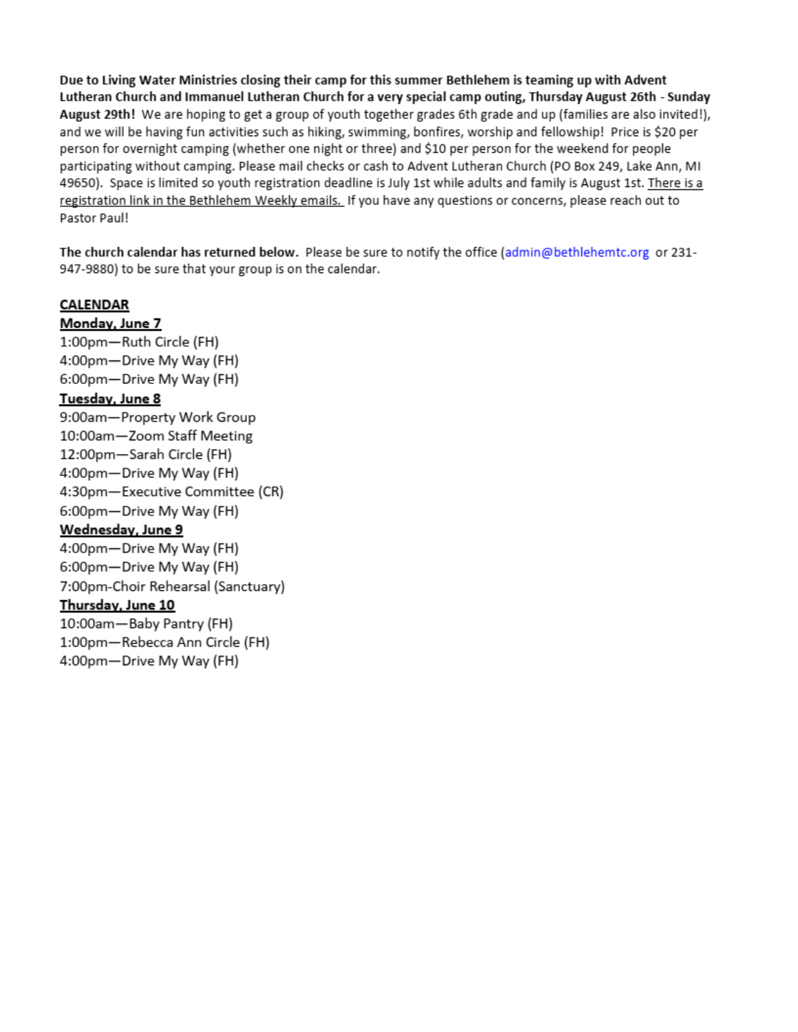**Due to Living Water Ministries closing their camp for this summer Bethlehem is teaming up with Advent Lutheran Church and Immanuel Lutheran Church for a very special camp outing, Thursday August 26th - Sunday August 29th!** We are hoping to get a group of youth together grades 6th grade and up (families are also invited!), and we will be having fun activities such as hiking, swimming, bonfires, worship and fellowship! Price is $20 per person for overnight camping (whether one night or three) and $10 per person for the weekend for people participating without camping. Please mail checks or cash to Advent Lutheran Church (PO Box 249, Lake Ann, MI 49650). Space is limited so youth registration deadline is July 1st while adults and family is August 1st. There is a registration link in the Bethlehem Weekly emails. If you have any questions or concerns, please reach out to Pastor Paul!

**The church calendar has returned below.** Please be sure to notify the office (admin@bethlehemtc.org or 231-947-9880) to be sure that your group is on the calendar.

**CALENDAR**

**Monday, June 7**

1:00pm—Ruth Circle (FH)
4:00pm—Drive My Way (FH)
6:00pm—Drive My Way (FH)

**Tuesday, June 8**

9:00am—Property Work Group
10:00am—Zoom Staff Meeting
12:00pm—Sarah Circle (FH)
4:00pm—Drive My Way (FH)
4:30pm—Executive Committee (CR)
6:00pm—Drive My Way (FH)

**Wednesday, June 9**

4:00pm—Drive My Way (FH)
6:00pm—Drive My Way (FH)
7:00pm-Choir Rehearsal (Sanctuary)

**Thursday, June 10**

10:00am—Baby Pantry (FH)
1:00pm—Rebecca Ann Circle (FH)
4:00pm—Drive My Way (FH)